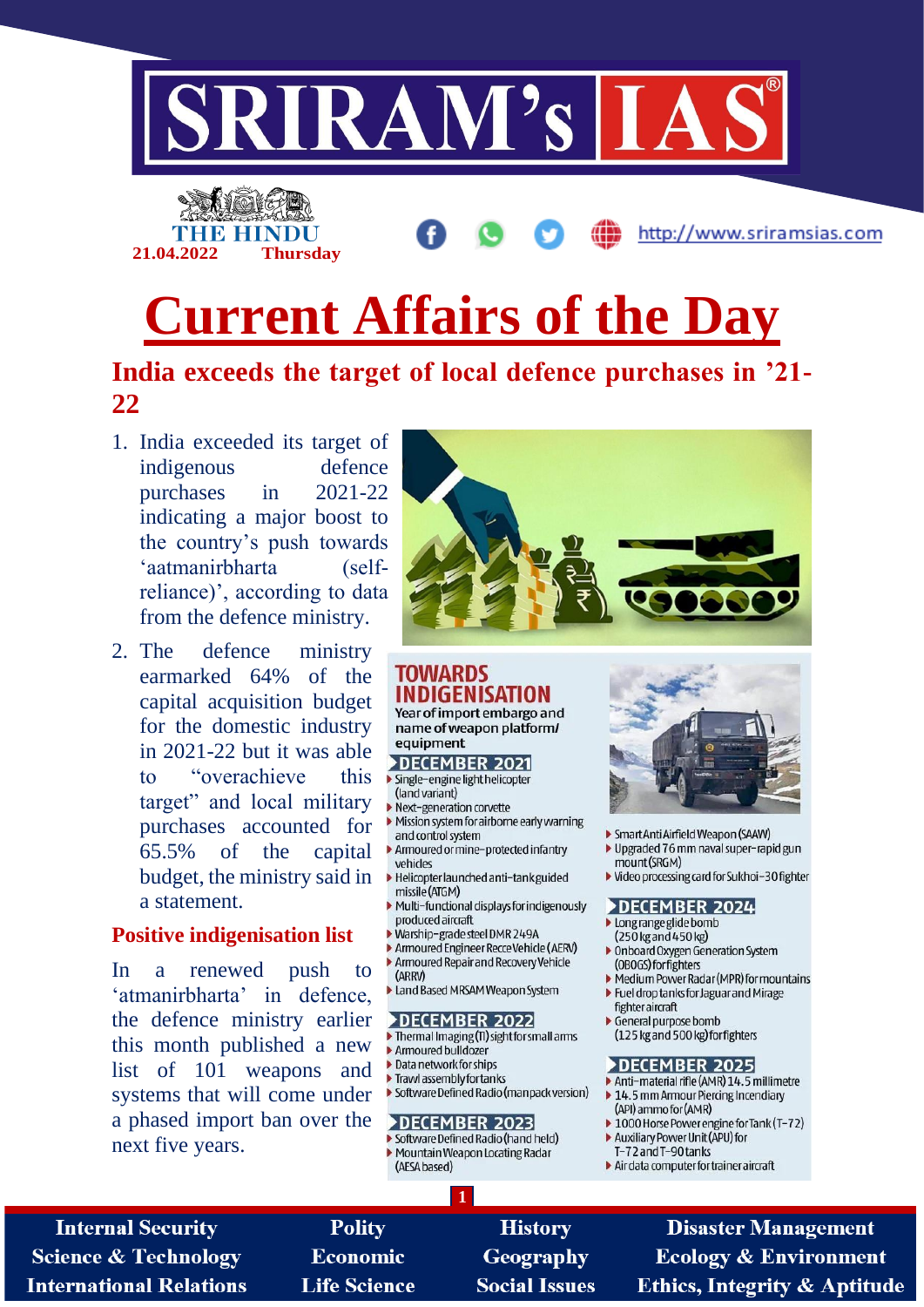# Current Affairs of the Day

THE HINDU 21.04.2022 Thursday

## India exceeds the target of local defence purchases in '21-22

1. India exceeded its target of indigenous defence purchases in 2021-22 indicating a major boost to the country's push towards 'aatmanirbharta (self-reliance)', according to data from the defence ministry.
2. The defence ministry earmarked 64% of the capital acquisition budget for the domestic industry in 2021-22 but it was able to "overachieve this target" and local military purchases accounted for 65.5% of the capital budget, the ministry said in a statement.

### Positive indigenisation list

In a renewed push to 'atmanirbharta' in defence, the defence ministry earlier this month published a new list of 101 weapons and systems that will come under a phased import ban over the next five years.

**TOWARDS INDIGENISATION**

Year of import embargo and name of weapon platform/ equipment

**DECEMBER 2021**
- Single-engine light helicopter (land variant)
- Next-generation corvette
- Mission system for airborne early warning and control system
- Armoured or mine-protected infantry vehicles
- Helicopter launched anti-tank guided missile (ATGM)
- Multi-functional displays for indigenously produced aircraft
- Warship-grade steel DMR 249A
- Armoured Engineer Recce Vehicle (AERV)
- Armoured Repair and Recovery Vehicle (ARRV)
- Land Based MRSAM Weapon System

**DECEMBER 2022**
- Thermal Imaging (TI) sight for small arms
- Armoured bulldozer
- Data network for ships
- Trawl assembly for tanks
- Software Defined Radio (manpack version)

**DECEMBER 2023**
- Software Defined Radio (hand held)
- Mountain Weapon Locating Radar (AESA based)
- Smart Anti Airfield Weapon (SAAW)
- Upgraded 76 mm naval super-rapid gun mount (SRGM)
- Video processing card for Sukhoi-30 fighter

**DECEMBER 2024**
- Long range glide bomb (250 kg and 450 kg)
- Onboard Oxygen Generation System (OBOGS) for fighters
- Medium Power Radar (MPR) for mountains
- Fuel drop tanks for Jaguar and Mirage fighter aircraft
- General purpose bomb (125 kg and 500 kg) for fighters

**DECEMBER 2025**
- Anti-material rifle (AMR) 14.5 millimetre
- 14.5 mm Armour Piercing Incendiary (API) ammo for (AMR)
- 1000 Horse Power engine for Tank (T-72)
- Auxiliary Power Unit (APU) for T-72 and T-90 tanks
- Air data computer for trainer aircraft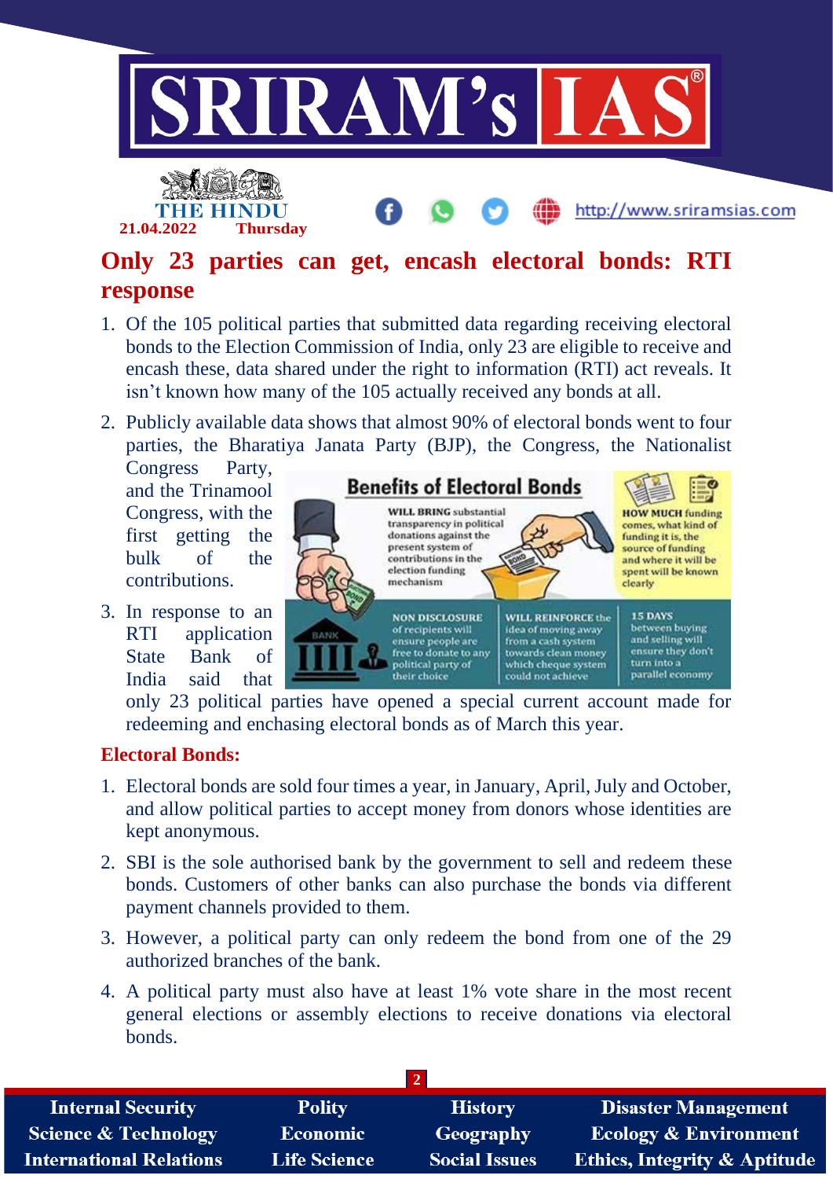# Only 23 parties can get, encash electoral bonds: RTI response

1. Of the 105 political parties that submitted data regarding receiving electoral bonds to the Election Commission of India, only 23 are eligible to receive and encash these, data shared under the right to information (RTI) act reveals. It isn't known how many of the 105 actually received any bonds at all.
2. Publicly available data shows that almost 90% of electoral bonds went to four parties, the Bharatiya Janata Party (BJP), the Congress, the Nationalist Congress Party, and the Trinamool Congress, with the first getting the bulk of the contributions.
3. In response to an RTI application State Bank of India said that only 23 political parties have opened a special current account made for redeeming and enchasing electoral bonds as of March this year.

**Benefits of Electoral Bonds**

**WILL BRING** substantial transparency in political donations against the present system of contributions in the election funding mechanism

**HOW MUCH** funding comes, what kind of funding it is, the source of funding and where it will be spent will be known clearly

**NON DISCLOSURE** of recipients will ensure people are free to donate to any political party of their choice

**WILL REINFORCE** the idea of moving away from a cash system towards clean money which cheque system could not achieve

**15 DAYS** between buying and selling will ensure they don't turn into a parallel economy

## Electoral Bonds:

1. Electoral bonds are sold four times a year, in January, April, July and October, and allow political parties to accept money from donors whose identities are kept anonymous.
2. SBI is the sole authorised bank by the government to sell and redeem these bonds. Customers of other banks can also purchase the bonds via different payment channels provided to them.
3. However, a political party can only redeem the bond from one of the 29 authorized branches of the bank.
4. A political party must also have at least 1% vote share in the most recent general elections or assembly elections to receive donations via electoral bonds.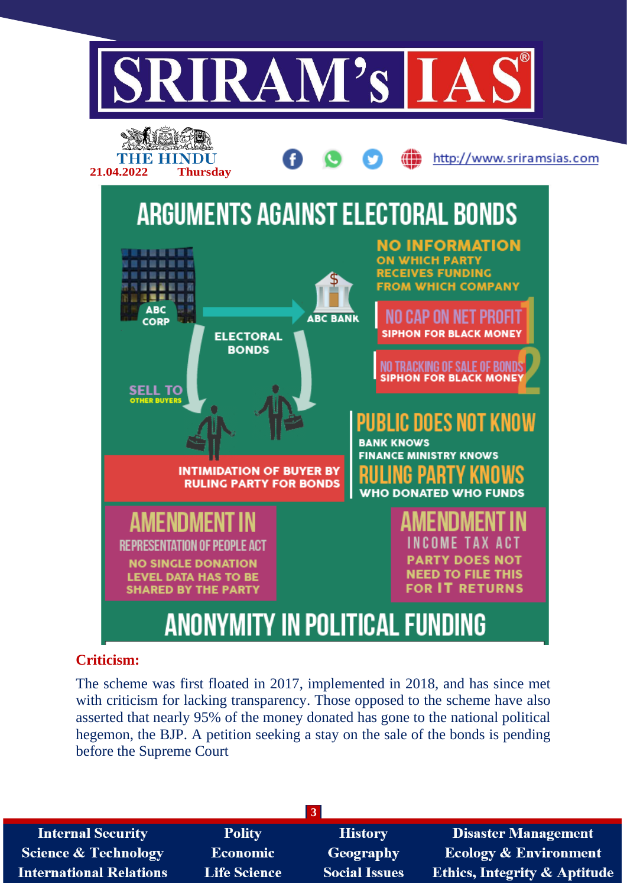# ARGUMENTS AGAINST ELECTORAL BONDS

**NO INFORMATION** ON WHICH PARTY RECEIVES FUNDING FROM WHICH COMPANY

ABC CORP → ABC BANK

ELECTORAL BONDS

SELL TO OTHER BUYERS

1. **NO CAP ON NET PROFIT** — SIPHON FOR BLACK MONEY
2. **NO TRACKING OF SALE OF BONDS** — SIPHON FOR BLACK MONEY

**PUBLIC DOES NOT KNOW**

BANK KNOWS

FINANCE MINISTRY KNOWS

**RULING PARTY KNOWS**

WHO DONATED WHO FUNDS

**INTIMIDATION OF BUYER BY RULING PARTY FOR BONDS**

**AMENDMENT IN REPRESENTATION OF PEOPLE ACT**

NO SINGLE DONATION LEVEL DATA HAS TO BE SHARED BY THE PARTY

**AMENDMENT IN INCOME TAX ACT**

PARTY DOES NOT NEED TO FILE THIS FOR IT RETURNS

**ANONYMITY IN POLITICAL FUNDING**

## Criticism:

The scheme was first floated in 2017, implemented in 2018, and has since met with criticism for lacking transparency. Those opposed to the scheme have also asserted that nearly 95% of the money donated has gone to the national political hegemon, the BJP. A petition seeking a stay on the sale of the bonds is pending before the Supreme Court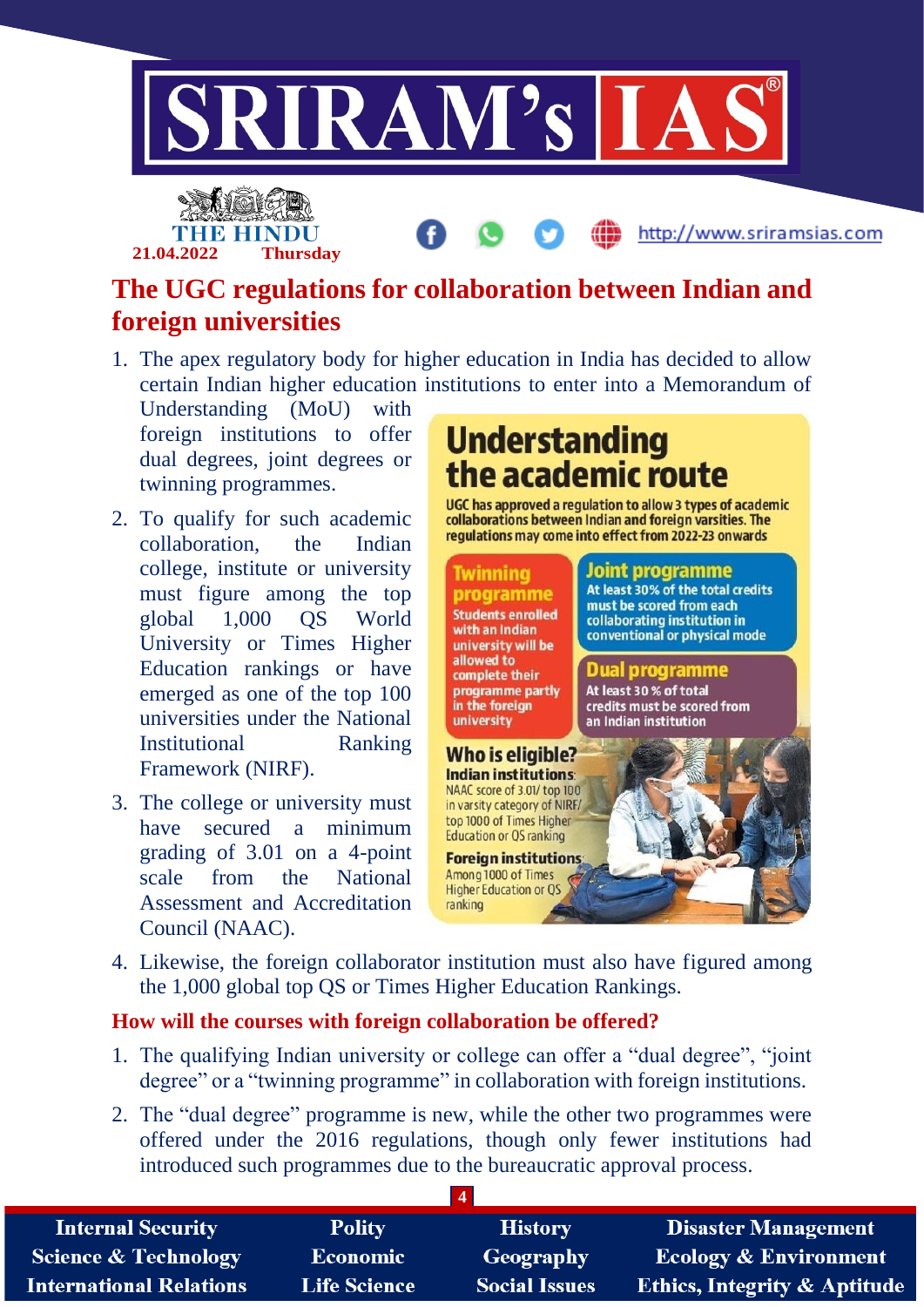# The UGC regulations for collaboration between Indian and foreign universities

1. The apex regulatory body for higher education in India has decided to allow certain Indian higher education institutions to enter into a Memorandum of Understanding (MoU) with foreign institutions to offer dual degrees, joint degrees or twinning programmes.
2. To qualify for such academic collaboration, the Indian college, institute or university must figure among the top global 1,000 QS World University or Times Higher Education rankings or have emerged as one of the top 100 universities under the National Institutional Ranking Framework (NIRF).
3. The college or university must have secured a minimum grading of 3.01 on a 4-point scale from the National Assessment and Accreditation Council (NAAC).

**Understanding the academic route**

UGC has approved a regulation to allow 3 types of academic collaborations between Indian and foreign varsities. The regulations may come into effect from 2022-23 onwards

**Twinning programme**
Students enrolled with an Indian university will be allowed to complete their programme partly in the foreign university

**Joint programme**
At least 30% of the total credits must be scored from each collaborating institution in conventional or physical mode

**Dual programme**
At least 30 % of total credits must be scored from an Indian institution

**Who is eligible?**

**Indian institutions:** NAAC score of 3.01/ top 100 in varsity category of NIRF/ top 1000 of Times Higher Education or QS ranking

**Foreign institutions:** Among 1000 of Times Higher Education or QS ranking

4. Likewise, the foreign collaborator institution must also have figured among the 1,000 global top QS or Times Higher Education Rankings.

## How will the courses with foreign collaboration be offered?

1. The qualifying Indian university or college can offer a "dual degree", "joint degree" or a "twinning programme" in collaboration with foreign institutions.
2. The "dual degree" programme is new, while the other two programmes were offered under the 2016 regulations, though only fewer institutions had introduced such programmes due to the bureaucratic approval process.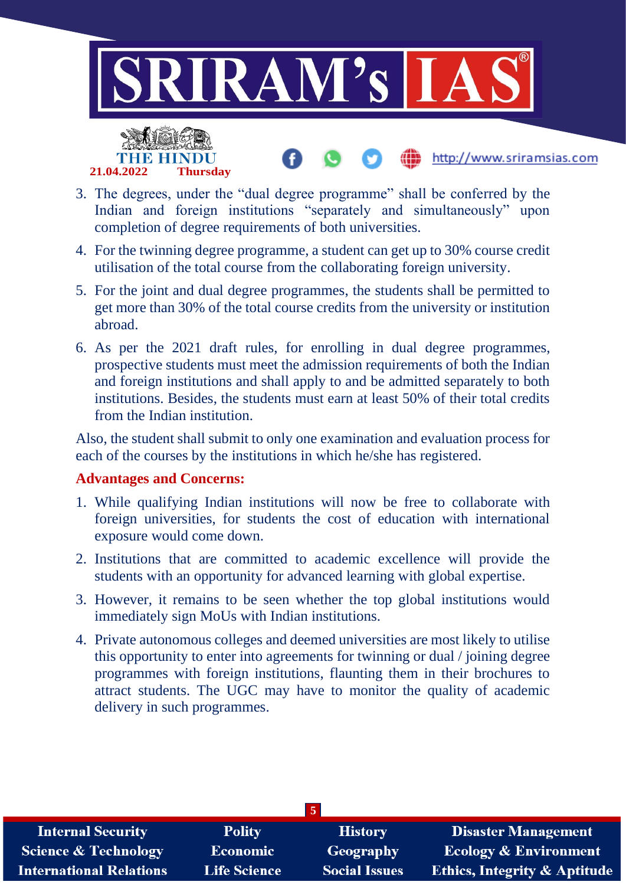3. The degrees, under the "dual degree programme" shall be conferred by the Indian and foreign institutions "separately and simultaneously" upon completion of degree requirements of both universities.
4. For the twinning degree programme, a student can get up to 30% course credit utilisation of the total course from the collaborating foreign university.
5. For the joint and dual degree programmes, the students shall be permitted to get more than 30% of the total course credits from the university or institution abroad.
6. As per the 2021 draft rules, for enrolling in dual degree programmes, prospective students must meet the admission requirements of both the Indian and foreign institutions and shall apply to and be admitted separately to both institutions. Besides, the students must earn at least 50% of their total credits from the Indian institution.

Also, the student shall submit to only one examination and evaluation process for each of the courses by the institutions in which he/she has registered.

**Advantages and Concerns:**

1. While qualifying Indian institutions will now be free to collaborate with foreign universities, for students the cost of education with international exposure would come down.
2. Institutions that are committed to academic excellence will provide the students with an opportunity for advanced learning with global expertise.
3. However, it remains to be seen whether the top global institutions would immediately sign MoUs with Indian institutions.
4. Private autonomous colleges and deemed universities are most likely to utilise this opportunity to enter into agreements for twinning or dual / joining degree programmes with foreign institutions, flaunting them in their brochures to attract students. The UGC may have to monitor the quality of academic delivery in such programmes.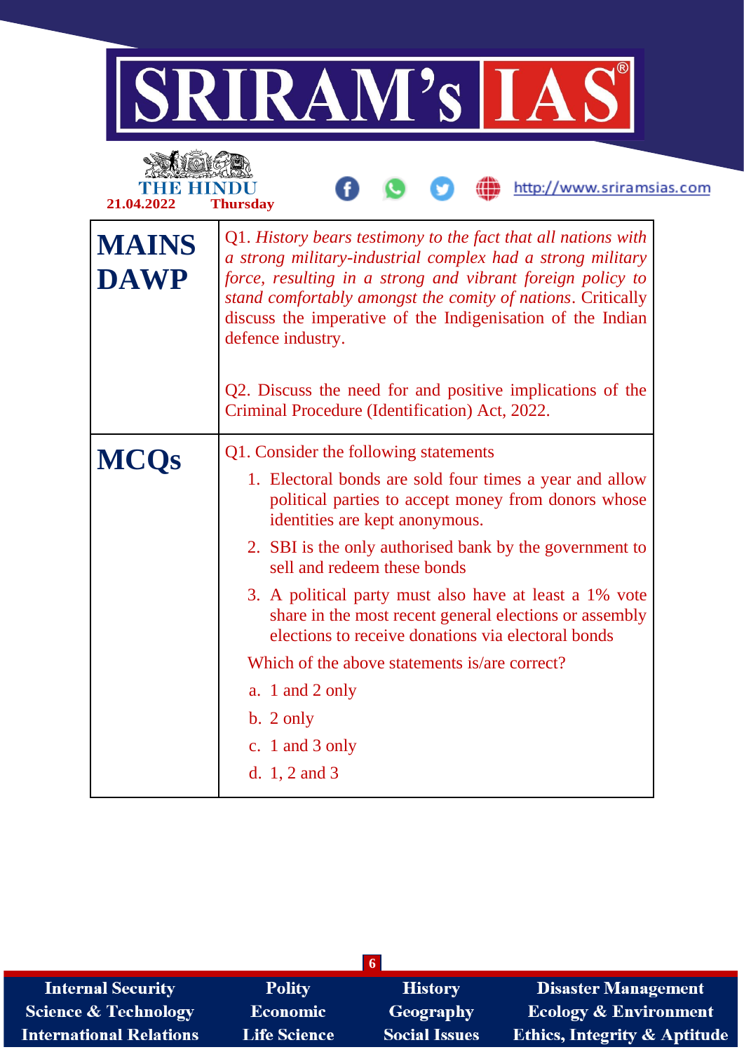| | |
|---|---|
| **MAINS DAWP** | Q1. *History bears testimony to the fact that all nations with a strong military-industrial complex had a strong military force, resulting in a strong and vibrant foreign policy to stand comfortably amongst the comity of nations*. Critically discuss the imperative of the Indigenisation of the Indian defence industry.<br><br>Q2. Discuss the need for and positive implications of the Criminal Procedure (Identification) Act, 2022. |
| **MCQs** | Q1. Consider the following statements<br>1. Electoral bonds are sold four times a year and allow political parties to accept money from donors whose identities are kept anonymous.<br>2. SBI is the only authorised bank by the government to sell and redeem these bonds<br>3. A political party must also have at least a 1% vote share in the most recent general elections or assembly elections to receive donations via electoral bonds<br><br>Which of the above statements is/are correct?<br>a. 1 and 2 only<br>b. 2 only<br>c. 1 and 3 only<br>d. 1, 2 and 3 |